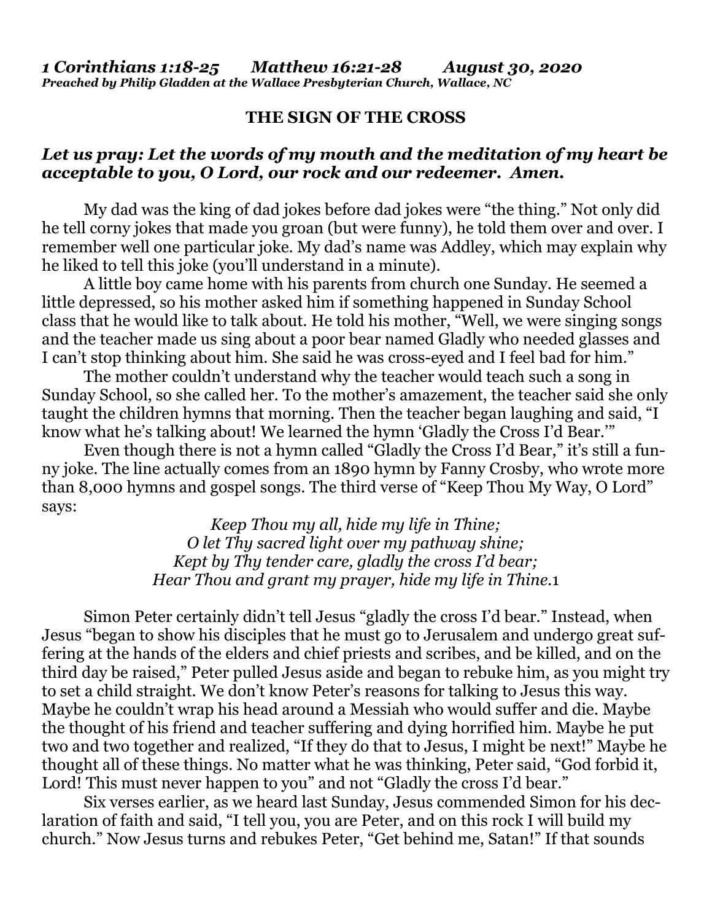*1 Corinthians 1:18-25 Matthew 16:21-28 August 30, 2020*
*Preached by Philip Gladden at the Wallace Presbyterian Church, Wallace, NC*

# THE SIGN OF THE CROSS

***Let us pray: Let the words of my mouth and the meditation of my heart be acceptable to you, O Lord, our rock and our redeemer. Amen.***

My dad was the king of dad jokes before dad jokes were "the thing." Not only did he tell corny jokes that made you groan (but were funny), he told them over and over. I remember well one particular joke. My dad's name was Addley, which may explain why he liked to tell this joke (you'll understand in a minute).

A little boy came home with his parents from church one Sunday. He seemed a little depressed, so his mother asked him if something happened in Sunday School class that he would like to talk about. He told his mother, "Well, we were singing songs and the teacher made us sing about a poor bear named Gladly who needed glasses and I can't stop thinking about him. She said he was cross-eyed and I feel bad for him."

The mother couldn't understand why the teacher would teach such a song in Sunday School, so she called her. To the mother's amazement, the teacher said she only taught the children hymns that morning. Then the teacher began laughing and said, "I know what he's talking about! We learned the hymn 'Gladly the Cross I'd Bear.'"

Even though there is not a hymn called "Gladly the Cross I'd Bear," it's still a funny joke. The line actually comes from an 1890 hymn by Fanny Crosby, who wrote more than 8,000 hymns and gospel songs. The third verse of "Keep Thou My Way, O Lord" says:

*Keep Thou my all, hide my life in Thine;*
*O let Thy sacred light over my pathway shine;*
*Kept by Thy tender care, gladly the cross I'd bear;*
*Hear Thou and grant my prayer, hide my life in Thine.*[1]

Simon Peter certainly didn't tell Jesus "gladly the cross I'd bear." Instead, when Jesus "began to show his disciples that he must go to Jerusalem and undergo great suffering at the hands of the elders and chief priests and scribes, and be killed, and on the third day be raised," Peter pulled Jesus aside and began to rebuke him, as you might try to set a child straight. We don't know Peter's reasons for talking to Jesus this way. Maybe he couldn't wrap his head around a Messiah who would suffer and die. Maybe the thought of his friend and teacher suffering and dying horrified him. Maybe he put two and two together and realized, "If they do that to Jesus, I might be next!" Maybe he thought all of these things. No matter what he was thinking, Peter said, "God forbid it, Lord! This must never happen to you" and not "Gladly the cross I'd bear."

Six verses earlier, as we heard last Sunday, Jesus commended Simon for his declaration of faith and said, "I tell you, you are Peter, and on this rock I will build my church." Now Jesus turns and rebukes Peter, "Get behind me, Satan!" If that sounds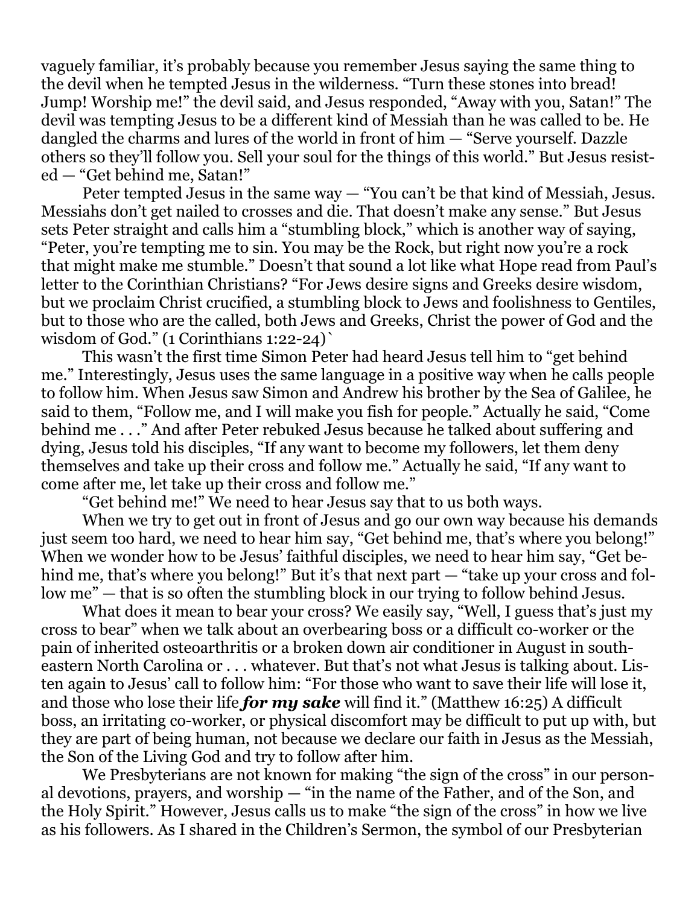vaguely familiar, it's probably because you remember Jesus saying the same thing to the devil when he tempted Jesus in the wilderness. "Turn these stones into bread! Jump! Worship me!" the devil said, and Jesus responded, "Away with you, Satan!" The devil was tempting Jesus to be a different kind of Messiah than he was called to be. He dangled the charms and lures of the world in front of him — "Serve yourself. Dazzle others so they'll follow you. Sell your soul for the things of this world." But Jesus resisted — "Get behind me, Satan!"

Peter tempted Jesus in the same way — "You can't be that kind of Messiah, Jesus. Messiahs don't get nailed to crosses and die. That doesn't make any sense." But Jesus sets Peter straight and calls him a "stumbling block," which is another way of saying, "Peter, you're tempting me to sin. You may be the Rock, but right now you're a rock that might make me stumble." Doesn't that sound a lot like what Hope read from Paul's letter to the Corinthian Christians? "For Jews desire signs and Greeks desire wisdom, but we proclaim Christ crucified, a stumbling block to Jews and foolishness to Gentiles, but to those who are the called, both Jews and Greeks, Christ the power of God and the wisdom of God." (1 Corinthians 1:22-24)`

This wasn't the first time Simon Peter had heard Jesus tell him to "get behind me." Interestingly, Jesus uses the same language in a positive way when he calls people to follow him. When Jesus saw Simon and Andrew his brother by the Sea of Galilee, he said to them, "Follow me, and I will make you fish for people." Actually he said, "Come behind me . . ." And after Peter rebuked Jesus because he talked about suffering and dying, Jesus told his disciples, "If any want to become my followers, let them deny themselves and take up their cross and follow me." Actually he said, "If any want to come after me, let take up their cross and follow me."

"Get behind me!" We need to hear Jesus say that to us both ways.

When we try to get out in front of Jesus and go our own way because his demands just seem too hard, we need to hear him say, "Get behind me, that's where you belong!" When we wonder how to be Jesus' faithful disciples, we need to hear him say, "Get behind me, that's where you belong!" But it's that next part — "take up your cross and follow me" — that is so often the stumbling block in our trying to follow behind Jesus.

What does it mean to bear your cross? We easily say, "Well, I guess that's just my cross to bear" when we talk about an overbearing boss or a difficult co-worker or the pain of inherited osteoarthritis or a broken down air conditioner in August in southeastern North Carolina or . . . whatever. But that's not what Jesus is talking about. Listen again to Jesus' call to follow him: "For those who want to save their life will lose it, and those who lose their life ***for my sake*** will find it." (Matthew 16:25) A difficult boss, an irritating co-worker, or physical discomfort may be difficult to put up with, but they are part of being human, not because we declare our faith in Jesus as the Messiah, the Son of the Living God and try to follow after him.

We Presbyterians are not known for making "the sign of the cross" in our personal devotions, prayers, and worship — "in the name of the Father, and of the Son, and the Holy Spirit." However, Jesus calls us to make "the sign of the cross" in how we live as his followers. As I shared in the Children's Sermon, the symbol of our Presbyterian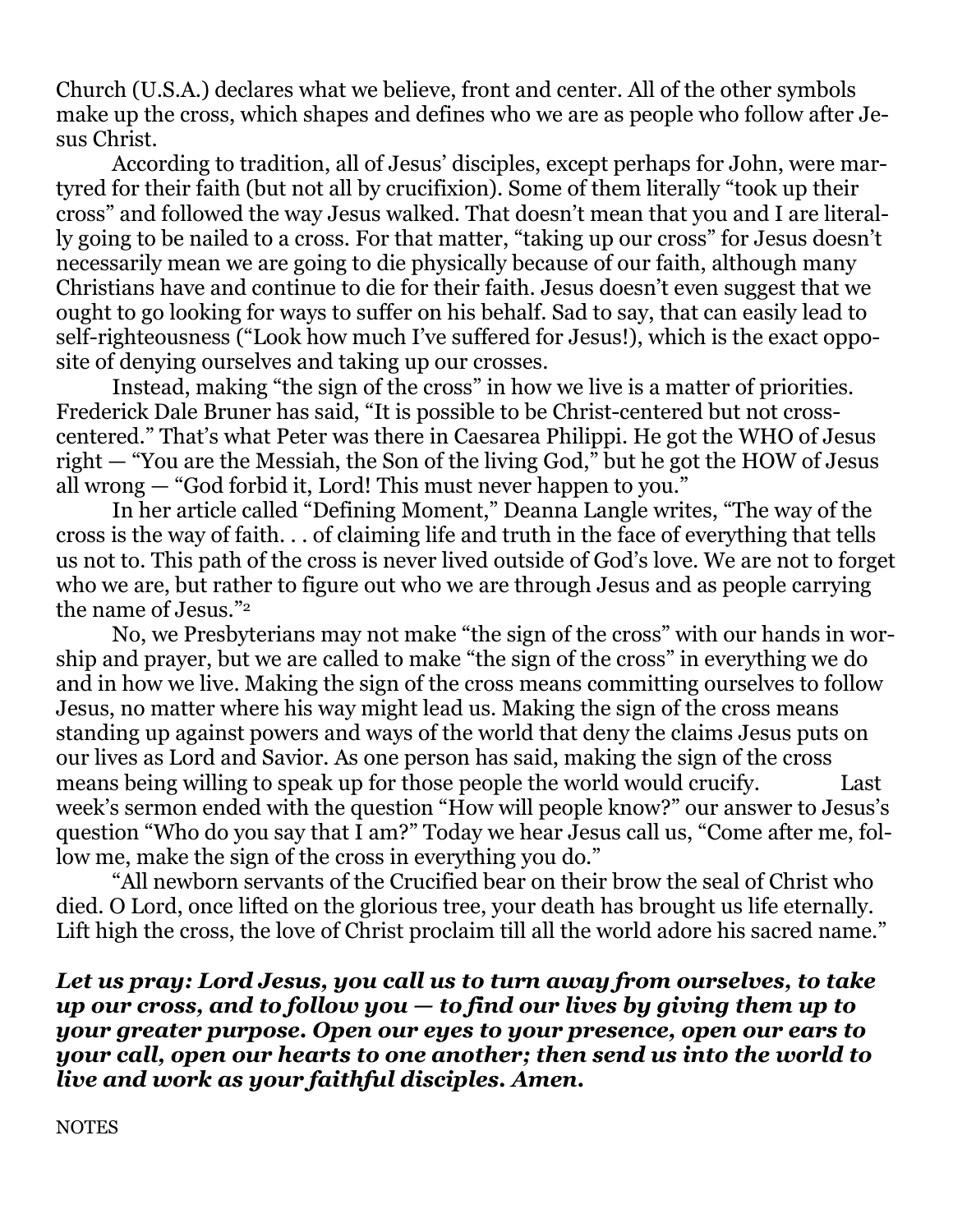Church (U.S.A.) declares what we believe, front and center. All of the other symbols make up the cross, which shapes and defines who we are as people who follow after Jesus Christ.

According to tradition, all of Jesus' disciples, except perhaps for John, were martyred for their faith (but not all by crucifixion). Some of them literally "took up their cross" and followed the way Jesus walked. That doesn't mean that you and I are literally going to be nailed to a cross. For that matter, "taking up our cross" for Jesus doesn't necessarily mean we are going to die physically because of our faith, although many Christians have and continue to die for their faith. Jesus doesn't even suggest that we ought to go looking for ways to suffer on his behalf. Sad to say, that can easily lead to self-righteousness ("Look how much I've suffered for Jesus!), which is the exact opposite of denying ourselves and taking up our crosses.

Instead, making "the sign of the cross" in how we live is a matter of priorities. Frederick Dale Bruner has said, "It is possible to be Christ-centered but not cross-centered." That's what Peter was there in Caesarea Philippi. He got the WHO of Jesus right — "You are the Messiah, the Son of the living God," but he got the HOW of Jesus all wrong — "God forbid it, Lord! This must never happen to you."

In her article called "Defining Moment," Deanna Langle writes, "The way of the cross is the way of faith. . . of claiming life and truth in the face of everything that tells us not to. This path of the cross is never lived outside of God's love. We are not to forget who we are, but rather to figure out who we are through Jesus and as people carrying the name of Jesus."[2]

No, we Presbyterians may not make "the sign of the cross" with our hands in worship and prayer, but we are called to make "the sign of the cross" in everything we do and in how we live. Making the sign of the cross means committing ourselves to follow Jesus, no matter where his way might lead us. Making the sign of the cross means standing up against powers and ways of the world that deny the claims Jesus puts on our lives as Lord and Savior. As one person has said, making the sign of the cross means being willing to speak up for those people the world would crucify. Last week's sermon ended with the question "How will people know?" our answer to Jesus's question "Who do you say that I am?" Today we hear Jesus call us, "Come after me, follow me, make the sign of the cross in everything you do."

"All newborn servants of the Crucified bear on their brow the seal of Christ who died. O Lord, once lifted on the glorious tree, your death has brought us life eternally. Lift high the cross, the love of Christ proclaim till all the world adore his sacred name."

***Let us pray: Lord Jesus, you call us to turn away from ourselves, to take up our cross, and to follow you — to find our lives by giving them up to your greater purpose. Open our eyes to your presence, open our ears to your call, open our hearts to one another; then send us into the world to live and work as your faithful disciples. Amen.***

NOTES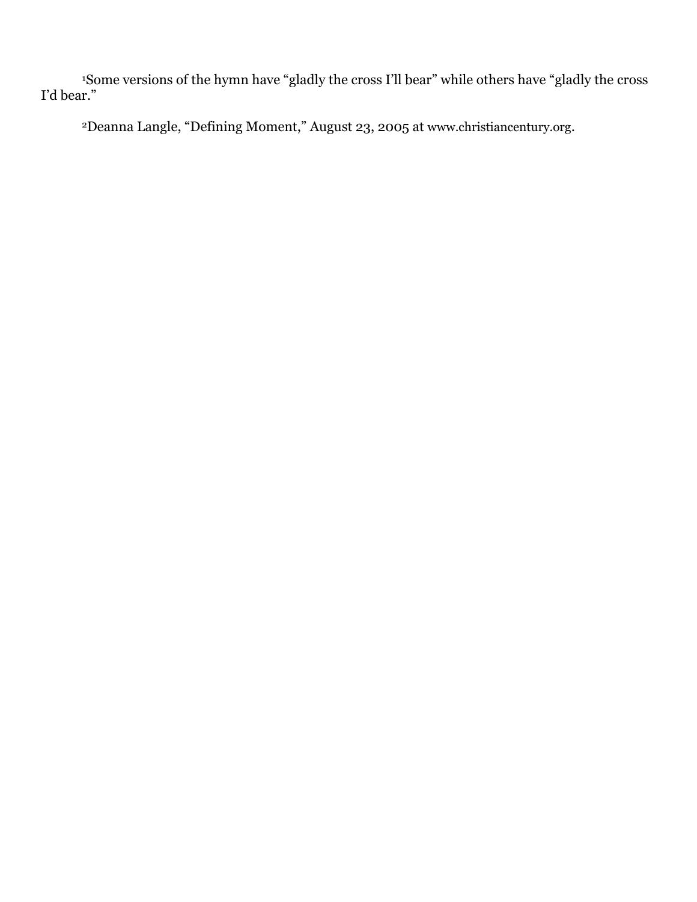[1]Some versions of the hymn have "gladly the cross I'll bear" while others have "gladly the cross I'd bear."

[2]Deanna Langle, "Defining Moment," August 23, 2005 at www.christiancentury.org.